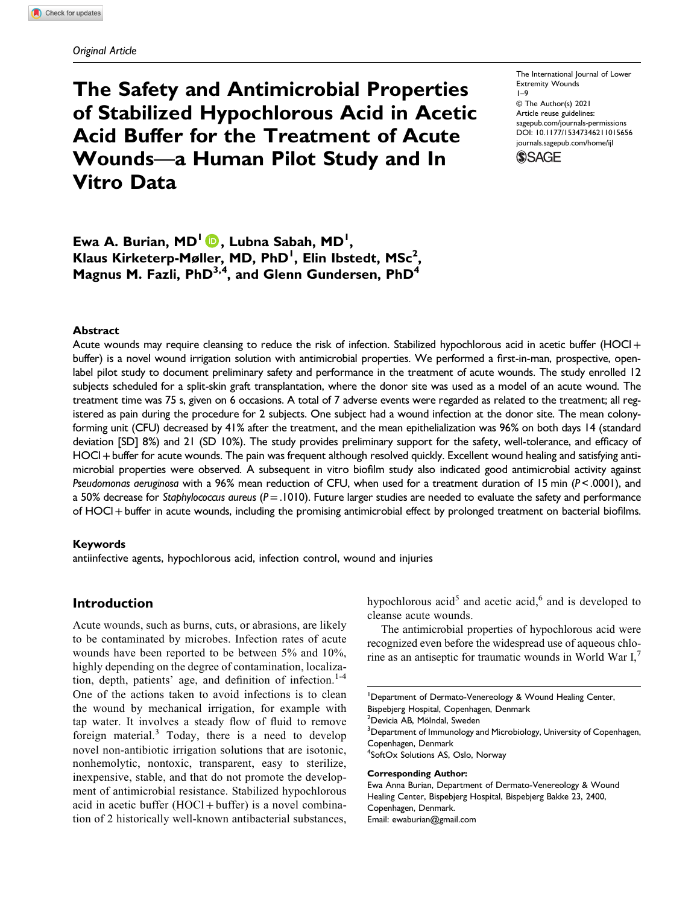*Original Article*

# The Safety and Antimicrobial Properties of Stabilized Hypochlorous Acid in Acetic Acid Buffer for the Treatment of Acute Wounds—a Human Pilot Study and In Vitro Data

Ewa A. Burian, MD[1], Lubna Sabah, MD[1], Klaus Kirketerp-Møller, MD, PhD[1], Elin Ibstedt, MSc[2], Magnus M. Fazli, PhD[3,4], and Glenn Gundersen, PhD[4]

## Abstract

Acute wounds may require cleansing to reduce the risk of infection. Stabilized hypochlorous acid in acetic buffer (HOCl + buffer) is a novel wound irrigation solution with antimicrobial properties. We performed a first-in-man, prospective, open-label pilot study to document preliminary safety and performance in the treatment of acute wounds. The study enrolled 12 subjects scheduled for a split-skin graft transplantation, where the donor site was used as a model of an acute wound. The treatment time was 75 s, given on 6 occasions. A total of 7 adverse events were regarded as related to the treatment; all registered as pain during the procedure for 2 subjects. One subject had a wound infection at the donor site. The mean colony-forming unit (CFU) decreased by 41% after the treatment, and the mean epithelialization was 96% on both days 14 (standard deviation [SD] 8%) and 21 (SD 10%). The study provides preliminary support for the safety, well-tolerance, and efficacy of HOCl + buffer for acute wounds. The pain was frequent although resolved quickly. Excellent wound healing and satisfying antimicrobial properties were observed. A subsequent in vitro biofilm study also indicated good antimicrobial activity against *Pseudomonas aeruginosa* with a 96% mean reduction of CFU, when used for a treatment duration of 15 min ($P < .0001$), and a 50% decrease for *Staphylococcus aureus* ($P = .1010$). Future larger studies are needed to evaluate the safety and performance of HOCl + buffer in acute wounds, including the promising antimicrobial effect by prolonged treatment on bacterial biofilms.

### Keywords

antiinfective agents, hypochlorous acid, infection control, wound and injuries

## Introduction

Acute wounds, such as burns, cuts, or abrasions, are likely to be contaminated by microbes. Infection rates of acute wounds have been reported to be between 5% and 10%, highly depending on the degree of contamination, localization, depth, patients' age, and definition of infection.[1-4] One of the actions taken to avoid infections is to clean the wound by mechanical irrigation, for example with tap water. It involves a steady flow of fluid to remove foreign material.[3] Today, there is a need to develop novel non-antibiotic irrigation solutions that are isotonic, nonhemolytic, nontoxic, transparent, easy to sterilize, inexpensive, stable, and that do not promote the development of antimicrobial resistance. Stabilized hypochlorous acid in acetic buffer (HOCl + buffer) is a novel combination of 2 historically well-known antibacterial substances, hypochlorous acid[5] and acetic acid,[6] and is developed to cleanse acute wounds.

The antimicrobial properties of hypochlorous acid were recognized even before the widespread use of aqueous chlorine as an antiseptic for traumatic wounds in World War I,[7]

[1]Department of Dermato-Venereology & Wound Healing Center, Bispebjerg Hospital, Copenhagen, Denmark
[2]Devicia AB, Mölndal, Sweden
[3]Department of Immunology and Microbiology, University of Copenhagen, Copenhagen, Denmark
[4]SoftOx Solutions AS, Oslo, Norway

**Corresponding Author:**
Ewa Anna Burian, Department of Dermato-Venereology & Wound Healing Center, Bispebjerg Hospital, Bispebjerg Bakke 23, 2400, Copenhagen, Denmark.
Email: ewaburian@gmail.com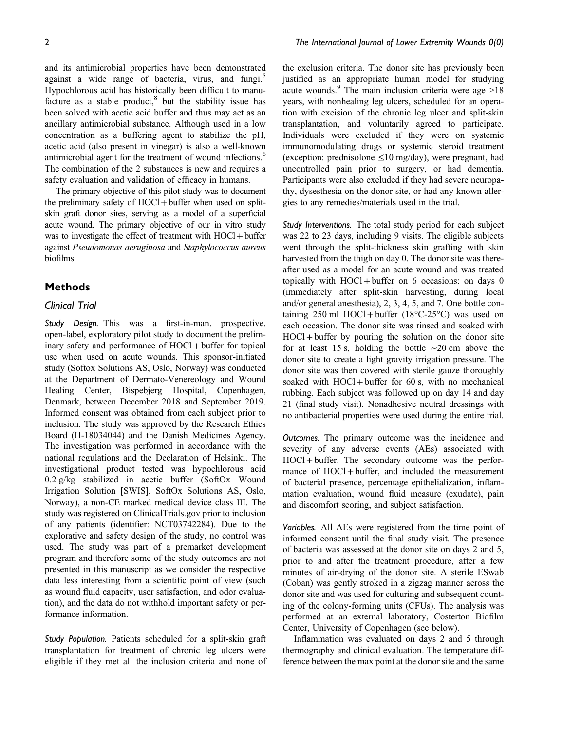and its antimicrobial properties have been demonstrated against a wide range of bacteria, virus, and fungi.[5] Hypochlorous acid has historically been difficult to manufacture as a stable product,[8] but the stability issue has been solved with acetic acid buffer and thus may act as an ancillary antimicrobial substance. Although used in a low concentration as a buffering agent to stabilize the pH, acetic acid (also present in vinegar) is also a well-known antimicrobial agent for the treatment of wound infections.[6] The combination of the 2 substances is new and requires a safety evaluation and validation of efficacy in humans.

The primary objective of this pilot study was to document the preliminary safety of HOCl + buffer when used on split-skin graft donor sites, serving as a model of a superficial acute wound. The primary objective of our in vitro study was to investigate the effect of treatment with HOCl + buffer against *Pseudomonas aeruginosa* and *Staphylococcus aureus* biofilms.

## Methods

### Clinical Trial

*Study Design.* This was a first-in-man, prospective, open-label, exploratory pilot study to document the preliminary safety and performance of HOCl + buffer for topical use when used on acute wounds. This sponsor-initiated study (Softox Solutions AS, Oslo, Norway) was conducted at the Department of Dermato-Venereology and Wound Healing Center, Bispebjerg Hospital, Copenhagen, Denmark, between December 2018 and September 2019. Informed consent was obtained from each subject prior to inclusion. The study was approved by the Research Ethics Board (H-18034044) and the Danish Medicines Agency. The investigation was performed in accordance with the national regulations and the Declaration of Helsinki. The investigational product tested was hypochlorous acid 0.2 g/kg stabilized in acetic buffer (SoftOx Wound Irrigation Solution [SWIS], SoftOx Solutions AS, Oslo, Norway), a non-CE marked medical device class III. The study was registered on ClinicalTrials.gov prior to inclusion of any patients (identifier: NCT03742284). Due to the explorative and safety design of the study, no control was used. The study was part of a premarket development program and therefore some of the study outcomes are not presented in this manuscript as we consider the respective data less interesting from a scientific point of view (such as wound fluid capacity, user satisfaction, and odor evaluation), and the data do not withhold important safety or performance information.

*Study Population.* Patients scheduled for a split-skin graft transplantation for treatment of chronic leg ulcers were eligible if they met all the inclusion criteria and none of the exclusion criteria. The donor site has previously been justified as an appropriate human model for studying acute wounds.[9] The main inclusion criteria were age >18 years, with nonhealing leg ulcers, scheduled for an operation with excision of the chronic leg ulcer and split-skin transplantation, and voluntarily agreed to participate. Individuals were excluded if they were on systemic immunomodulating drugs or systemic steroid treatment (exception: prednisolone ≤10 mg/day), were pregnant, had uncontrolled pain prior to surgery, or had dementia. Participants were also excluded if they had severe neuropathy, dysesthesia on the donor site, or had any known allergies to any remedies/materials used in the trial.

*Study Interventions.* The total study period for each subject was 22 to 23 days, including 9 visits. The eligible subjects went through the split-thickness skin grafting with skin harvested from the thigh on day 0. The donor site was thereafter used as a model for an acute wound and was treated topically with HOCl + buffer on 6 occasions: on days 0 (immediately after split-skin harvesting, during local and/or general anesthesia), 2, 3, 4, 5, and 7. One bottle containing 250 ml HOCl + buffer (18°C-25°C) was used on each occasion. The donor site was rinsed and soaked with HOCl + buffer by pouring the solution on the donor site for at least 15 s, holding the bottle ∼20 cm above the donor site to create a light gravity irrigation pressure. The donor site was then covered with sterile gauze thoroughly soaked with HOCl + buffer for 60 s, with no mechanical rubbing. Each subject was followed up on day 14 and day 21 (final study visit). Nonadhesive neutral dressings with no antibacterial properties were used during the entire trial.

*Outcomes.* The primary outcome was the incidence and severity of any adverse events (AEs) associated with HOCl + buffer. The secondary outcome was the performance of HOCl + buffer, and included the measurement of bacterial presence, percentage epithelialization, inflammation evaluation, wound fluid measure (exudate), pain and discomfort scoring, and subject satisfaction.

*Variables.* All AEs were registered from the time point of informed consent until the final study visit. The presence of bacteria was assessed at the donor site on days 2 and 5, prior to and after the treatment procedure, after a few minutes of air-drying of the donor site. A sterile ESwab (Coban) was gently stroked in a zigzag manner across the donor site and was used for culturing and subsequent counting of the colony-forming units (CFUs). The analysis was performed at an external laboratory, Costerton Biofilm Center, University of Copenhagen (see below).

Inflammation was evaluated on days 2 and 5 through thermography and clinical evaluation. The temperature difference between the max point at the donor site and the same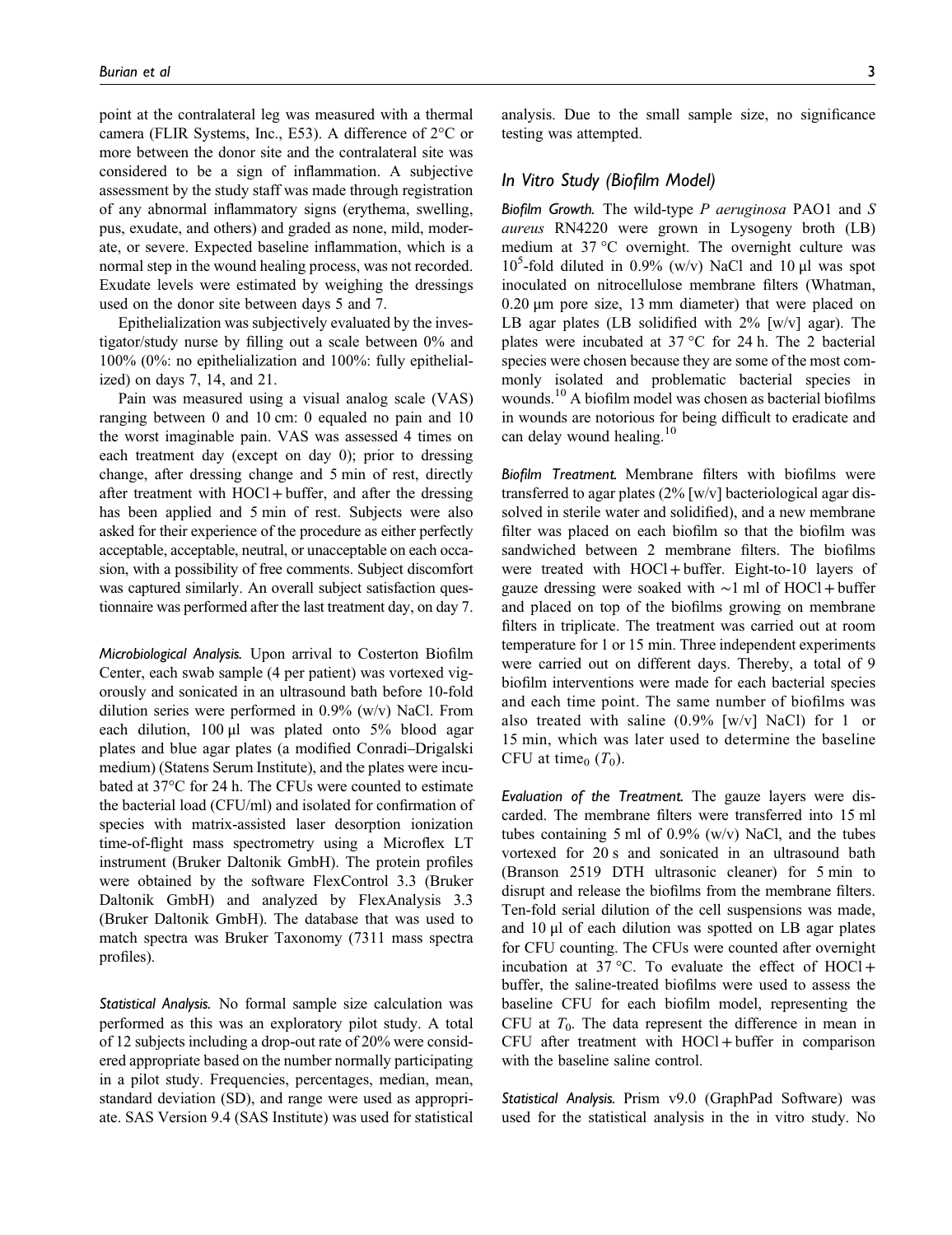point at the contralateral leg was measured with a thermal camera (FLIR Systems, Inc., E53). A difference of 2°C or more between the donor site and the contralateral site was considered to be a sign of inflammation. A subjective assessment by the study staff was made through registration of any abnormal inflammatory signs (erythema, swelling, pus, exudate, and others) and graded as none, mild, moderate, or severe. Expected baseline inflammation, which is a normal step in the wound healing process, was not recorded. Exudate levels were estimated by weighing the dressings used on the donor site between days 5 and 7.

Epithelialization was subjectively evaluated by the investigator/study nurse by filling out a scale between 0% and 100% (0%: no epithelialization and 100%: fully epithelialized) on days 7, 14, and 21.

Pain was measured using a visual analog scale (VAS) ranging between 0 and 10 cm: 0 equaled no pain and 10 the worst imaginable pain. VAS was assessed 4 times on each treatment day (except on day 0); prior to dressing change, after dressing change and 5 min of rest, directly after treatment with HOCl + buffer, and after the dressing has been applied and 5 min of rest. Subjects were also asked for their experience of the procedure as either perfectly acceptable, acceptable, neutral, or unacceptable on each occasion, with a possibility of free comments. Subject discomfort was captured similarly. An overall subject satisfaction questionnaire was performed after the last treatment day, on day 7.

*Microbiological Analysis.* Upon arrival to Costerton Biofilm Center, each swab sample (4 per patient) was vortexed vigorously and sonicated in an ultrasound bath before 10-fold dilution series were performed in 0.9% (w/v) NaCl. From each dilution, 100 µl was plated onto 5% blood agar plates and blue agar plates (a modified Conradi–Drigalski medium) (Statens Serum Institute), and the plates were incubated at 37°C for 24 h. The CFUs were counted to estimate the bacterial load (CFU/ml) and isolated for confirmation of species with matrix-assisted laser desorption ionization time-of-flight mass spectrometry using a Microflex LT instrument (Bruker Daltonik GmbH). The protein profiles were obtained by the software FlexControl 3.3 (Bruker Daltonik GmbH) and analyzed by FlexAnalysis 3.3 (Bruker Daltonik GmbH). The database that was used to match spectra was Bruker Taxonomy (7311 mass spectra profiles).

*Statistical Analysis.* No formal sample size calculation was performed as this was an exploratory pilot study. A total of 12 subjects including a drop-out rate of 20% were considered appropriate based on the number normally participating in a pilot study. Frequencies, percentages, median, mean, standard deviation (SD), and range were used as appropriate. SAS Version 9.4 (SAS Institute) was used for statistical analysis. Due to the small sample size, no significance testing was attempted.

### *In Vitro Study (Biofilm Model)*

*Biofilm Growth.* The wild-type *P aeruginosa* PAO1 and *S aureus* RN4220 were grown in Lysogeny broth (LB) medium at 37 °C overnight. The overnight culture was $10^5$-fold diluted in 0.9% (w/v) NaCl and 10 µl was spot inoculated on nitrocellulose membrane filters (Whatman, 0.20 µm pore size, 13 mm diameter) that were placed on LB agar plates (LB solidified with 2% [w/v] agar). The plates were incubated at 37 °C for 24 h. The 2 bacterial species were chosen because they are some of the most commonly isolated and problematic bacterial species in wounds.[10] A biofilm model was chosen as bacterial biofilms in wounds are notorious for being difficult to eradicate and can delay wound healing.[10]

*Biofilm Treatment.* Membrane filters with biofilms were transferred to agar plates (2% [w/v] bacteriological agar dissolved in sterile water and solidified), and a new membrane filter was placed on each biofilm so that the biofilm was sandwiched between 2 membrane filters. The biofilms were treated with HOCl + buffer. Eight-to-10 layers of gauze dressing were soaked with ∼1 ml of HOCl + buffer and placed on top of the biofilms growing on membrane filters in triplicate. The treatment was carried out at room temperature for 1 or 15 min. Three independent experiments were carried out on different days. Thereby, a total of 9 biofilm interventions were made for each bacterial species and each time point. The same number of biofilms was also treated with saline (0.9% [w/v] NaCl) for 1 or 15 min, which was later used to determine the baseline CFU at time$_0$ ($T_0$).

*Evaluation of the Treatment.* The gauze layers were discarded. The membrane filters were transferred into 15 ml tubes containing 5 ml of 0.9% (w/v) NaCl, and the tubes vortexed for 20 s and sonicated in an ultrasound bath (Branson 2519 DTH ultrasonic cleaner) for 5 min to disrupt and release the biofilms from the membrane filters. Ten-fold serial dilution of the cell suspensions was made, and 10 µl of each dilution was spotted on LB agar plates for CFU counting. The CFUs were counted after overnight incubation at 37 °C. To evaluate the effect of HOCl + buffer, the saline-treated biofilms were used to assess the baseline CFU for each biofilm model, representing the CFU at $T_0$. The data represent the difference in mean in CFU after treatment with HOCl + buffer in comparison with the baseline saline control.

*Statistical Analysis.* Prism v9.0 (GraphPad Software) was used for the statistical analysis in the in vitro study. No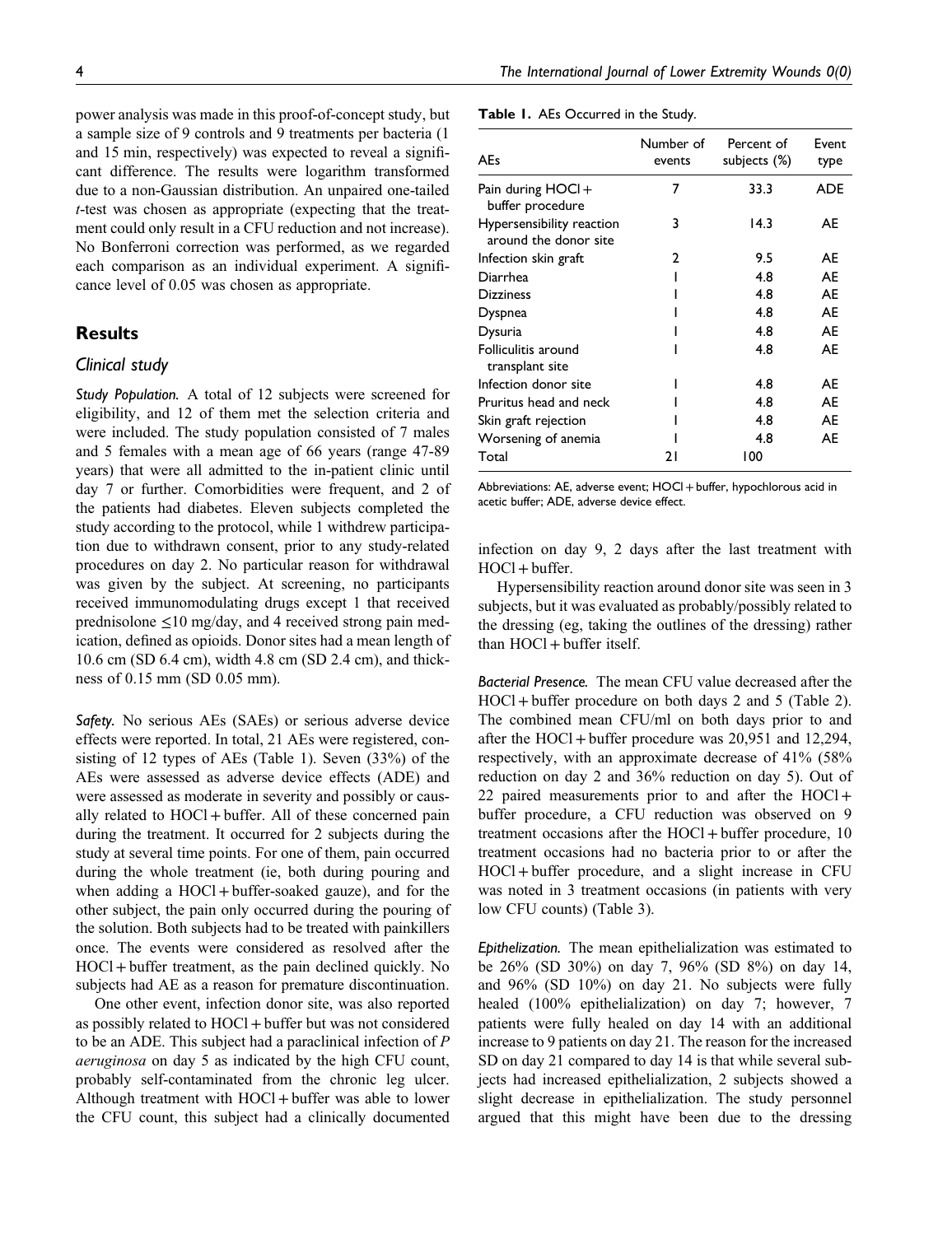power analysis was made in this proof-of-concept study, but a sample size of 9 controls and 9 treatments per bacteria (1 and 15 min, respectively) was expected to reveal a significant difference. The results were logarithm transformed due to a non-Gaussian distribution. An unpaired one-tailed *t*-test was chosen as appropriate (expecting that the treatment could only result in a CFU reduction and not increase). No Bonferroni correction was performed, as we regarded each comparison as an individual experiment. A significance level of 0.05 was chosen as appropriate.

## Results

### Clinical study

*Study Population.* A total of 12 subjects were screened for eligibility, and 12 of them met the selection criteria and were included. The study population consisted of 7 males and 5 females with a mean age of 66 years (range 47-89 years) that were all admitted to the in-patient clinic until day 7 or further. Comorbidities were frequent, and 2 of the patients had diabetes. Eleven subjects completed the study according to the protocol, while 1 withdrew participation due to withdrawn consent, prior to any study-related procedures on day 2. No particular reason for withdrawal was given by the subject. At screening, no participants received immunomodulating drugs except 1 that received prednisolone ≤10 mg/day, and 4 received strong pain medication, defined as opioids. Donor sites had a mean length of 10.6 cm (SD 6.4 cm), width 4.8 cm (SD 2.4 cm), and thickness of 0.15 mm (SD 0.05 mm).

*Safety.* No serious AEs (SAEs) or serious adverse device effects were reported. In total, 21 AEs were registered, consisting of 12 types of AEs (Table 1). Seven (33%) of the AEs were assessed as adverse device effects (ADE) and were assessed as moderate in severity and possibly or causally related to HOCl + buffer. All of these concerned pain during the treatment. It occurred for 2 subjects during the study at several time points. For one of them, pain occurred during the whole treatment (ie, both during pouring and when adding a HOCl + buffer-soaked gauze), and for the other subject, the pain only occurred during the pouring of the solution. Both subjects had to be treated with painkillers once. The events were considered as resolved after the HOCl + buffer treatment, as the pain declined quickly. No subjects had AE as a reason for premature discontinuation.

One other event, infection donor site, was also reported as possibly related to HOCl + buffer but was not considered to be an ADE. This subject had a paraclinical infection of *P aeruginosa* on day 5 as indicated by the high CFU count, probably self-contaminated from the chronic leg ulcer. Although treatment with HOCl + buffer was able to lower the CFU count, this subject had a clinically documented infection on day 9, 2 days after the last treatment with HOCl + buffer.

Hypersensibility reaction around donor site was seen in 3 subjects, but it was evaluated as probably/possibly related to the dressing (eg, taking the outlines of the dressing) rather than HOCl + buffer itself.

**Table 1.** AEs Occurred in the Study.

| AEs | Number of events | Percent of subjects (%) | Event type |
|---|---|---|---|
| Pain during HOCl + buffer procedure | 7 | 33.3 | ADE |
| Hypersensibility reaction around the donor site | 3 | 14.3 | AE |
| Infection skin graft | 2 | 9.5 | AE |
| Diarrhea | 1 | 4.8 | AE |
| Dizziness | 1 | 4.8 | AE |
| Dyspnea | 1 | 4.8 | AE |
| Dysuria | 1 | 4.8 | AE |
| Folliculitis around transplant site | 1 | 4.8 | AE |
| Infection donor site | 1 | 4.8 | AE |
| Pruritus head and neck | 1 | 4.8 | AE |
| Skin graft rejection | 1 | 4.8 | AE |
| Worsening of anemia | 1 | 4.8 | AE |
| Total | 21 | 100 | |

Abbreviations: AE, adverse event; HOCl + buffer, hypochlorous acid in acetic buffer; ADE, adverse device effect.

*Bacterial Presence.* The mean CFU value decreased after the HOCl + buffer procedure on both days 2 and 5 (Table 2). The combined mean CFU/ml on both days prior to and after the HOCl + buffer procedure was 20,951 and 12,294, respectively, with an approximate decrease of 41% (58% reduction on day 2 and 36% reduction on day 5). Out of 22 paired measurements prior to and after the HOCl + buffer procedure, a CFU reduction was observed on 9 treatment occasions after the HOCl + buffer procedure, 10 treatment occasions had no bacteria prior to or after the HOCl + buffer procedure, and a slight increase in CFU was noted in 3 treatment occasions (in patients with very low CFU counts) (Table 3).

*Epithelization.* The mean epithelialization was estimated to be 26% (SD 30%) on day 7, 96% (SD 8%) on day 14, and 96% (SD 10%) on day 21. No subjects were fully healed (100% epithelialization) on day 7; however, 7 patients were fully healed on day 14 with an additional increase to 9 patients on day 21. The reason for the increased SD on day 21 compared to day 14 is that while several subjects had increased epithelialization, 2 subjects showed a slight decrease in epithelialization. The study personnel argued that this might have been due to the dressing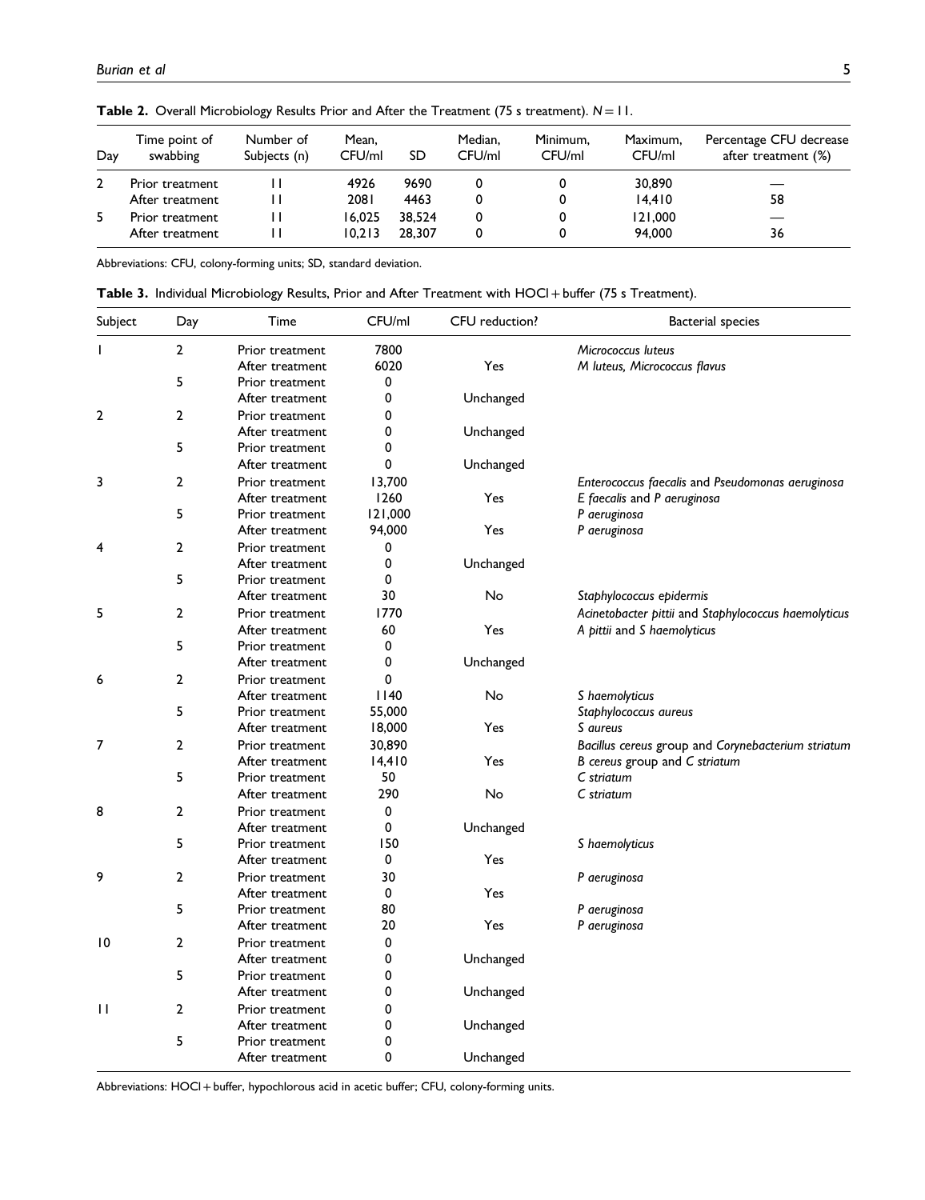**Table 2.** Overall Microbiology Results Prior and After the Treatment (75 s treatment). $N = 11$.

| Day | Time point of swabbing | Number of Subjects (n) | Mean, CFU/ml | SD | Median, CFU/ml | Minimum, CFU/ml | Maximum, CFU/ml | Percentage CFU decrease after treatment (%) |
|---|---|---|---|---|---|---|---|---|
| 2 | Prior treatment | 11 | 4926 | 9690 | 0 | 0 | 30,890 | — |
| | After treatment | 11 | 2081 | 4463 | 0 | 0 | 14,410 | 58 |
| 5 | Prior treatment | 11 | 16,025 | 38,524 | 0 | 0 | 121,000 | — |
| | After treatment | 11 | 10,213 | 28,307 | 0 | 0 | 94,000 | 36 |

Abbreviations: CFU, colony-forming units; SD, standard deviation.

**Table 3.** Individual Microbiology Results, Prior and After Treatment with HOCl + buffer (75 s Treatment).

| Subject | Day | Time | CFU/ml | CFU reduction? | Bacterial species |
|---|---|---|---|---|---|
| 1 | 2 | Prior treatment | 7800 | | *Micrococcus luteus* |
| | | After treatment | 6020 | Yes | *M luteus, Micrococcus flavus* |
| | 5 | Prior treatment | 0 | | |
| | | After treatment | 0 | Unchanged | |
| 2 | 2 | Prior treatment | 0 | | |
| | | After treatment | 0 | Unchanged | |
| | 5 | Prior treatment | 0 | | |
| | | After treatment | 0 | Unchanged | |
| 3 | 2 | Prior treatment | 13,700 | | *Enterococcus faecalis* and *Pseudomonas aeruginosa* |
| | | After treatment | 1260 | Yes | *E faecalis* and *P aeruginosa* |
| | 5 | Prior treatment | 121,000 | | *P aeruginosa* |
| | | After treatment | 94,000 | Yes | *P aeruginosa* |
| 4 | 2 | Prior treatment | 0 | | |
| | | After treatment | 0 | Unchanged | |
| | 5 | Prior treatment | 0 | | |
| | | After treatment | 30 | No | *Staphylococcus epidermis* |
| 5 | 2 | Prior treatment | 1770 | | *Acinetobacter pittii* and *Staphylococcus haemolyticus* |
| | | After treatment | 60 | Yes | *A pittii* and *S haemolyticus* |
| | 5 | Prior treatment | 0 | | |
| | | After treatment | 0 | Unchanged | |
| 6 | 2 | Prior treatment | 0 | | |
| | | After treatment | 1140 | No | *S haemolyticus* |
| | 5 | Prior treatment | 55,000 | | *Staphylococcus aureus* |
| | | After treatment | 18,000 | Yes | *S aureus* |
| 7 | 2 | Prior treatment | 30,890 | | *Bacillus cereus* group and *Corynebacterium striatum* |
| | | After treatment | 14,410 | Yes | *B cereus* group and *C striatum* |
| | 5 | Prior treatment | 50 | | *C striatum* |
| | | After treatment | 290 | No | *C striatum* |
| 8 | 2 | Prior treatment | 0 | | |
| | | After treatment | 0 | Unchanged | |
| | 5 | Prior treatment | 150 | | *S haemolyticus* |
| | | After treatment | 0 | Yes | |
| 9 | 2 | Prior treatment | 30 | | *P aeruginosa* |
| | | After treatment | 0 | Yes | |
| | 5 | Prior treatment | 80 | | *P aeruginosa* |
| | | After treatment | 20 | Yes | *P aeruginosa* |
| 10 | 2 | Prior treatment | 0 | | |
| | | After treatment | 0 | Unchanged | |
| | 5 | Prior treatment | 0 | | |
| | | After treatment | 0 | Unchanged | |
| 11 | 2 | Prior treatment | 0 | | |
| | | After treatment | 0 | Unchanged | |
| | 5 | Prior treatment | 0 | | |
| | | After treatment | 0 | Unchanged | |

Abbreviations: HOCl + buffer, hypochlorous acid in acetic buffer; CFU, colony-forming units.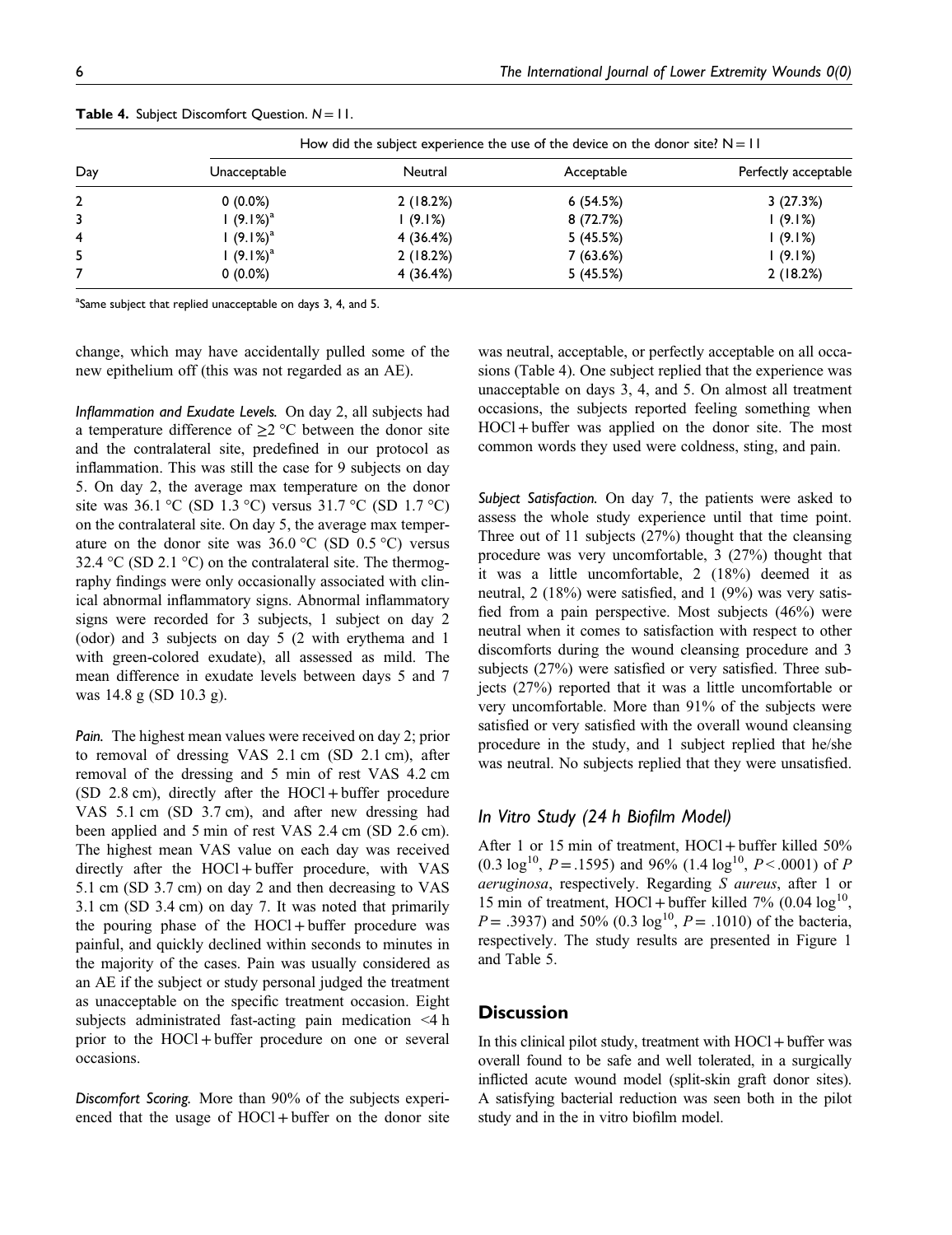**Table 4.** Subject Discomfort Question. $N = 11$.

| Day | How did the subject experience the use of the device on the donor site? N = 11 | | | |
|---|---|---|---|---|
| | Unacceptable | Neutral | Acceptable | Perfectly acceptable |
| 2 | 0 (0.0%) | 2 (18.2%) | 6 (54.5%) | 3 (27.3%) |
| 3 | 1 (9.1%)[a] | 1 (9.1%) | 8 (72.7%) | 1 (9.1%) |
| 4 | 1 (9.1%)[a] | 4 (36.4%) | 5 (45.5%) | 1 (9.1%) |
| 5 | 1 (9.1%)[a] | 2 (18.2%) | 7 (63.6%) | 1 (9.1%) |
| 7 | 0 (0.0%) | 4 (36.4%) | 5 (45.5%) | 2 (18.2%) |

[a]Same subject that replied unacceptable on days 3, 4, and 5.

change, which may have accidentally pulled some of the new epithelium off (this was not regarded as an AE).

*Inflammation and Exudate Levels.* On day 2, all subjects had a temperature difference of ≥2 °C between the donor site and the contralateral site, predefined in our protocol as inflammation. This was still the case for 9 subjects on day 5. On day 2, the average max temperature on the donor site was 36.1 °C (SD 1.3 °C) versus 31.7 °C (SD 1.7 °C) on the contralateral site. On day 5, the average max temperature on the donor site was 36.0 °C (SD 0.5 °C) versus 32.4 °C (SD 2.1 °C) on the contralateral site. The thermography findings were only occasionally associated with clinical abnormal inflammatory signs. Abnormal inflammatory signs were recorded for 3 subjects, 1 subject on day 2 (odor) and 3 subjects on day 5 (2 with erythema and 1 with green-colored exudate), all assessed as mild. The mean difference in exudate levels between days 5 and 7 was 14.8 g (SD 10.3 g).

*Pain.* The highest mean values were received on day 2; prior to removal of dressing VAS 2.1 cm (SD 2.1 cm), after removal of the dressing and 5 min of rest VAS 4.2 cm (SD 2.8 cm), directly after the HOCl + buffer procedure VAS 5.1 cm (SD 3.7 cm), and after new dressing had been applied and 5 min of rest VAS 2.4 cm (SD 2.6 cm). The highest mean VAS value on each day was received directly after the HOCl + buffer procedure, with VAS 5.1 cm (SD 3.7 cm) on day 2 and then decreasing to VAS 3.1 cm (SD 3.4 cm) on day 7. It was noted that primarily the pouring phase of the HOCl + buffer procedure was painful, and quickly declined within seconds to minutes in the majority of the cases. Pain was usually considered as an AE if the subject or study personal judged the treatment as unacceptable on the specific treatment occasion. Eight subjects administrated fast-acting pain medication <4 h prior to the HOCl + buffer procedure on one or several occasions.

*Discomfort Scoring.* More than 90% of the subjects experienced that the usage of HOCl + buffer on the donor site was neutral, acceptable, or perfectly acceptable on all occasions (Table 4). One subject replied that the experience was unacceptable on days 3, 4, and 5. On almost all treatment occasions, the subjects reported feeling something when HOCl + buffer was applied on the donor site. The most common words they used were coldness, sting, and pain.

*Subject Satisfaction.* On day 7, the patients were asked to assess the whole study experience until that time point. Three out of 11 subjects (27%) thought that the cleansing procedure was very uncomfortable, 3 (27%) thought that it was a little uncomfortable, 2 (18%) deemed it as neutral, 2 (18%) were satisfied, and 1 (9%) was very satisfied from a pain perspective. Most subjects (46%) were neutral when it comes to satisfaction with respect to other discomforts during the wound cleansing procedure and 3 subjects (27%) were satisfied or very satisfied. Three subjects (27%) reported that it was a little uncomfortable or very uncomfortable. More than 91% of the subjects were satisfied or very satisfied with the overall wound cleansing procedure in the study, and 1 subject replied that he/she was neutral. No subjects replied that they were unsatisfied.

### In Vitro Study (24 h Biofilm Model)

After 1 or 15 min of treatment, HOCl + buffer killed 50% ($0.3 \log^{10}$, $P = .1595$) and 96% ($1.4 \log^{10}$, $P < .0001$) of *P aeruginosa*, respectively. Regarding *S aureus*, after 1 or 15 min of treatment, HOCl + buffer killed 7% ($0.04 \log^{10}$, $P = .3937$) and 50% ($0.3 \log^{10}$, $P = .1010$) of the bacteria, respectively. The study results are presented in Figure 1 and Table 5.

## Discussion

In this clinical pilot study, treatment with HOCl + buffer was overall found to be safe and well tolerated, in a surgically inflicted acute wound model (split-skin graft donor sites). A satisfying bacterial reduction was seen both in the pilot study and in the in vitro biofilm model.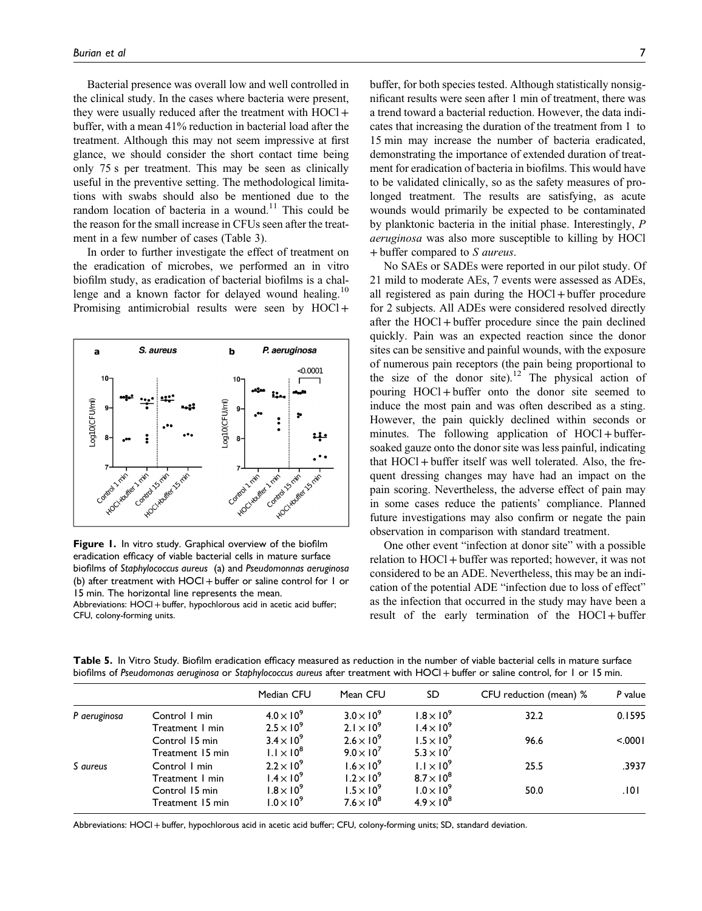Bacterial presence was overall low and well controlled in the clinical study. In the cases where bacteria were present, they were usually reduced after the treatment with HOCl + buffer, with a mean 41% reduction in bacterial load after the treatment. Although this may not seem impressive at first glance, we should consider the short contact time being only 75 s per treatment. This may be seen as clinically useful in the preventive setting. The methodological limitations with swabs should also be mentioned due to the random location of bacteria in a wound.[11] This could be the reason for the small increase in CFUs seen after the treatment in a few number of cases (Table 3).

In order to further investigate the effect of treatment on the eradication of microbes, we performed an in vitro biofilm study, as eradication of bacterial biofilms is a challenge and a known factor for delayed wound healing.[10] Promising antimicrobial results were seen by HOCl + buffer, for both species tested. Although statistically nonsignificant results were seen after 1 min of treatment, there was a trend toward a bacterial reduction. However, the data indicates that increasing the duration of the treatment from 1 to 15 min may increase the number of bacteria eradicated, demonstrating the importance of extended duration of treatment for eradication of bacteria in biofilms. This would have to be validated clinically, so as the safety measures of prolonged treatment. The results are satisfying, as acute wounds would primarily be expected to be contaminated by planktonic bacteria in the initial phase. Interestingly, *P aeruginosa* was also more susceptible to killing by HOCl + buffer compared to *S aureus*.

**Figure 1.** In vitro study. Graphical overview of the biofilm eradication efficacy of viable bacterial cells in mature surface biofilms of *Staphylococcus aureus* (a) and *Pseudomonnas aeruginosa* (b) after treatment with HOCl + buffer or saline control for 1 or 15 min. The horizontal line represents the mean.
Abbreviations: HOCl + buffer, hypochlorous acid in acetic acid buffer; CFU, colony-forming units.

No SAEs or SADEs were reported in our pilot study. Of 21 mild to moderate AEs, 7 events were assessed as ADEs, all registered as pain during the HOCl + buffer procedure for 2 subjects. All ADEs were considered resolved directly after the HOCl + buffer procedure since the pain declined quickly. Pain was an expected reaction since the donor sites can be sensitive and painful wounds, with the exposure of numerous pain receptors (the pain being proportional to the size of the donor site).[12] The physical action of pouring HOCl + buffer onto the donor site seemed to induce the most pain and was often described as a sting. However, the pain quickly declined within seconds or minutes. The following application of HOCl + buffer-soaked gauze onto the donor site was less painful, indicating that HOCl + buffer itself was well tolerated. Also, the frequent dressing changes may have had an impact on the pain scoring. Nevertheless, the adverse effect of pain may in some cases reduce the patients' compliance. Planned future investigations may also confirm or negate the pain observation in comparison with standard treatment.

One other event "infection at donor site" with a possible relation to HOCl + buffer was reported; however, it was not considered to be an ADE. Nevertheless, this may be an indication of the potential ADE "infection due to loss of effect" as the infection that occurred in the study may have been a result of the early termination of the HOCl + buffer

**Table 5.** In Vitro Study. Biofilm eradication efficacy measured as reduction in the number of viable bacterial cells in mature surface biofilms of *Pseudomonas aeruginosa* or *Staphylococcus aureus* after treatment with HOCl + buffer or saline control, for 1 or 15 min.

| | | Median CFU | Mean CFU | SD | CFU reduction (mean) % | P value |
|---|---|---|---|---|---|---|
| *P aeruginosa* | Control 1 min | $4.0 \times 10^9$ | $3.0 \times 10^9$ | $1.8 \times 10^9$ | 32.2 | 0.1595 |
| | Treatment 1 min | $2.5 \times 10^9$ | $2.1 \times 10^9$ | $1.4 \times 10^9$ | | |
| | Control 15 min | $3.4 \times 10^9$ | $2.6 \times 10^9$ | $1.5 \times 10^9$ | 96.6 | <.0001 |
| | Treatment 15 min | $1.1 \times 10^8$ | $9.0 \times 10^7$ | $5.3 \times 10^7$ | | |
| *S aureus* | Control 1 min | $2.2 \times 10^9$ | $1.6 \times 10^9$ | $1.1 \times 10^9$ | 25.5 | .3937 |
| | Treatment 1 min | $1.4 \times 10^9$ | $1.2 \times 10^9$ | $8.7 \times 10^8$ | | |
| | Control 15 min | $1.8 \times 10^9$ | $1.5 \times 10^9$ | $1.0 \times 10^9$ | 50.0 | .101 |
| | Treatment 15 min | $1.0 \times 10^9$ | $7.6 \times 10^8$ | $4.9 \times 10^8$ | | |

Abbreviations: HOCl + buffer, hypochlorous acid in acetic acid buffer; CFU, colony-forming units; SD, standard deviation.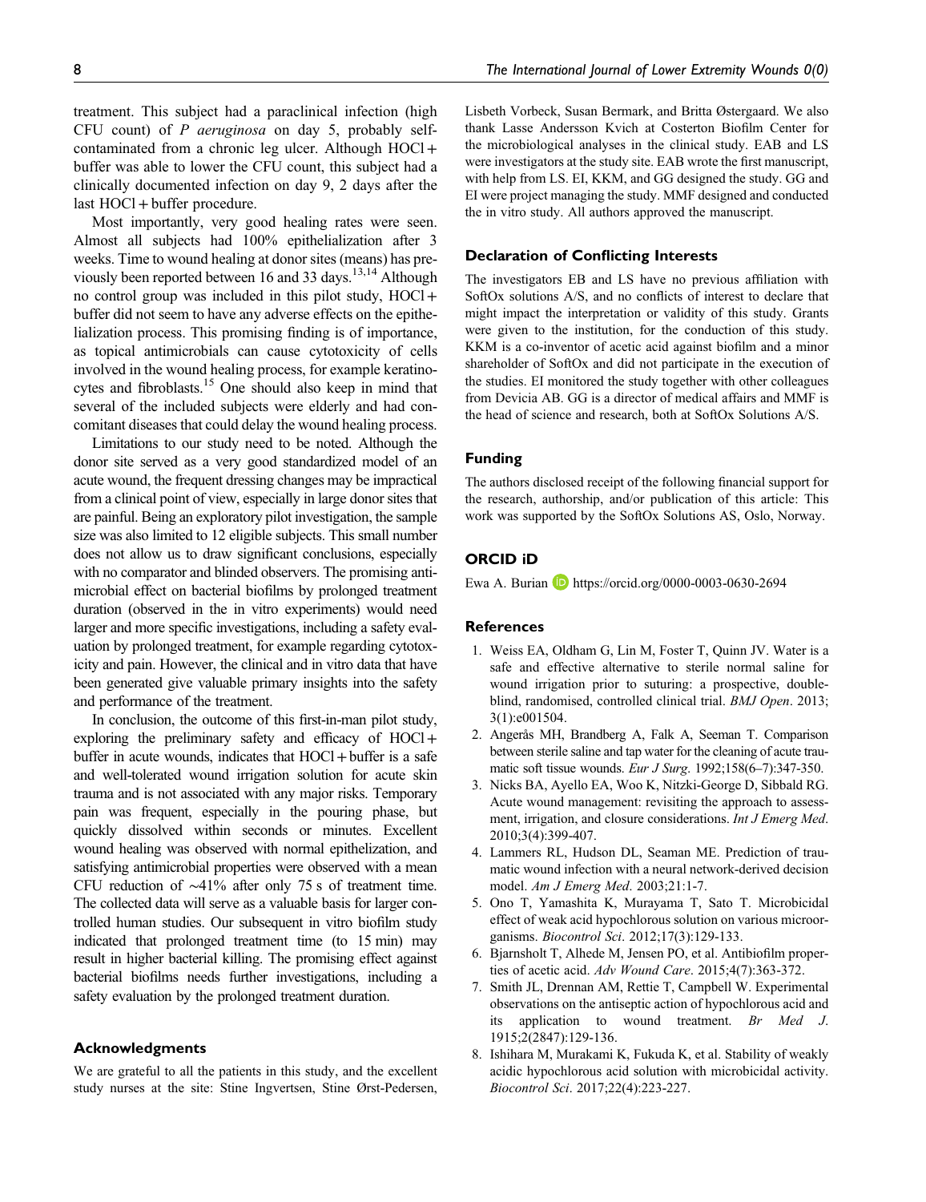treatment. This subject had a paraclinical infection (high CFU count) of *P aeruginosa* on day 5, probably self-contaminated from a chronic leg ulcer. Although HOCl + buffer was able to lower the CFU count, this subject had a clinically documented infection on day 9, 2 days after the last HOCl + buffer procedure.

Most importantly, very good healing rates were seen. Almost all subjects had 100% epithelialization after 3 weeks. Time to wound healing at donor sites (means) has previously been reported between 16 and 33 days.[13,14] Although no control group was included in this pilot study, HOCl + buffer did not seem to have any adverse effects on the epithelialization process. This promising finding is of importance, as topical antimicrobials can cause cytotoxicity of cells involved in the wound healing process, for example keratinocytes and fibroblasts.[15] One should also keep in mind that several of the included subjects were elderly and had concomitant diseases that could delay the wound healing process.

Limitations to our study need to be noted. Although the donor site served as a very good standardized model of an acute wound, the frequent dressing changes may be impractical from a clinical point of view, especially in large donor sites that are painful. Being an exploratory pilot investigation, the sample size was also limited to 12 eligible subjects. This small number does not allow us to draw significant conclusions, especially with no comparator and blinded observers. The promising antimicrobial effect on bacterial biofilms by prolonged treatment duration (observed in the in vitro experiments) would need larger and more specific investigations, including a safety evaluation by prolonged treatment, for example regarding cytotoxicity and pain. However, the clinical and in vitro data that have been generated give valuable primary insights into the safety and performance of the treatment.

In conclusion, the outcome of this first-in-man pilot study, exploring the preliminary safety and efficacy of HOCl + buffer in acute wounds, indicates that HOCl + buffer is a safe and well-tolerated wound irrigation solution for acute skin trauma and is not associated with any major risks. Temporary pain was frequent, especially in the pouring phase, but quickly dissolved within seconds or minutes. Excellent wound healing was observed with normal epithelization, and satisfying antimicrobial properties were observed with a mean CFU reduction of ∼41% after only 75 s of treatment time. The collected data will serve as a valuable basis for larger controlled human studies. Our subsequent in vitro biofilm study indicated that prolonged treatment time (to 15 min) may result in higher bacterial killing. The promising effect against bacterial biofilms needs further investigations, including a safety evaluation by the prolonged treatment duration.

## Acknowledgments

We are grateful to all the patients in this study, and the excellent study nurses at the site: Stine Ingvertsen, Stine Ørst-Pedersen, Lisbeth Vorbeck, Susan Bermark, and Britta Østergaard. We also thank Lasse Andersson Kvich at Costerton Biofilm Center for the microbiological analyses in the clinical study. EAB and LS were investigators at the study site. EAB wrote the first manuscript, with help from LS. EI, KKM, and GG designed the study. GG and EI were project managing the study. MMF designed and conducted the in vitro study. All authors approved the manuscript.

## Declaration of Conflicting Interests

The investigators EB and LS have no previous affiliation with SoftOx solutions A/S, and no conflicts of interest to declare that might impact the interpretation or validity of this study. Grants were given to the institution, for the conduction of this study. KKM is a co-inventor of acetic acid against biofilm and a minor shareholder of SoftOx and did not participate in the execution of the studies. EI monitored the study together with other colleagues from Devicia AB. GG is a director of medical affairs and MMF is the head of science and research, both at SoftOx Solutions A/S.

## Funding

The authors disclosed receipt of the following financial support for the research, authorship, and/or publication of this article: This work was supported by the SoftOx Solutions AS, Oslo, Norway.

## ORCID iD

Ewa A. Burian https://orcid.org/0000-0003-0630-2694

## References

1. Weiss EA, Oldham G, Lin M, Foster T, Quinn JV. Water is a safe and effective alternative to sterile normal saline for wound irrigation prior to suturing: a prospective, double-blind, randomised, controlled clinical trial. *BMJ Open*. 2013; 3(1):e001504.
2. Angerås MH, Brandberg A, Falk A, Seeman T. Comparison between sterile saline and tap water for the cleaning of acute traumatic soft tissue wounds. *Eur J Surg*. 1992;158(6–7):347-350.
3. Nicks BA, Ayello EA, Woo K, Nitzki-George D, Sibbald RG. Acute wound management: revisiting the approach to assessment, irrigation, and closure considerations. *Int J Emerg Med*. 2010;3(4):399-407.
4. Lammers RL, Hudson DL, Seaman ME. Prediction of traumatic wound infection with a neural network-derived decision model. *Am J Emerg Med*. 2003;21:1-7.
5. Ono T, Yamashita K, Murayama T, Sato T. Microbicidal effect of weak acid hypochlorous solution on various microorganisms. *Biocontrol Sci*. 2012;17(3):129-133.
6. Bjarnsholt T, Alhede M, Jensen PO, et al. Antibiofilm properties of acetic acid. *Adv Wound Care*. 2015;4(7):363-372.
7. Smith JL, Drennan AM, Rettie T, Campbell W. Experimental observations on the antiseptic action of hypochlorous acid and its application to wound treatment. *Br Med J*. 1915;2(2847):129-136.
8. Ishihara M, Murakami K, Fukuda K, et al. Stability of weakly acidic hypochlorous acid solution with microbicidal activity. *Biocontrol Sci*. 2017;22(4):223-227.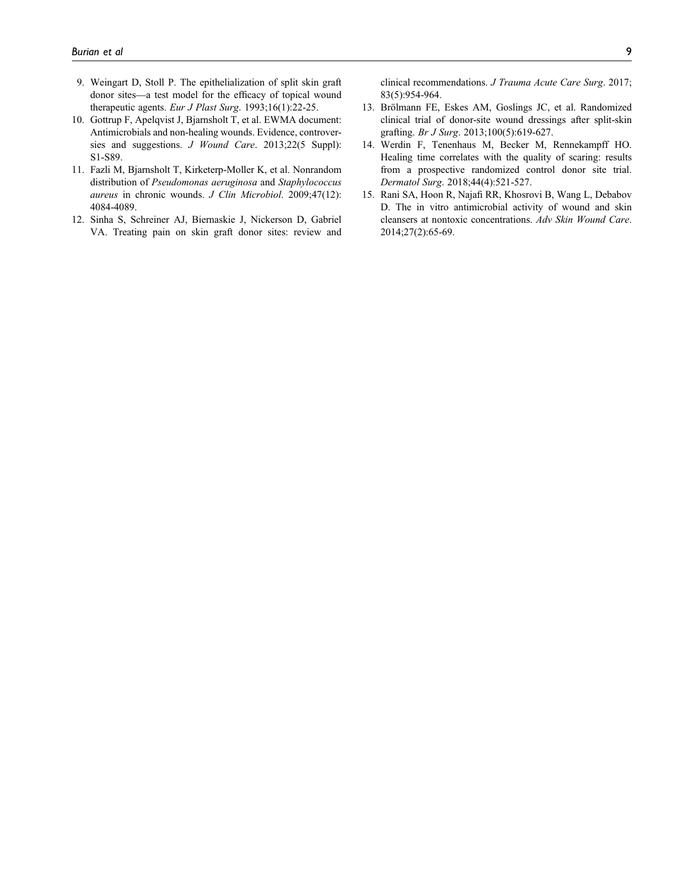9. Weingart D, Stoll P. The epithelialization of split skin graft donor sites—a test model for the efficacy of topical wound therapeutic agents. *Eur J Plast Surg*. 1993;16(1):22-25.
10. Gottrup F, Apelqvist J, Bjarnsholt T, et al. EWMA document: Antimicrobials and non-healing wounds. Evidence, controversies and suggestions. *J Wound Care*. 2013;22(5 Suppl): S1-S89.
11. Fazli M, Bjarnsholt T, Kirketerp-Moller K, et al. Nonrandom distribution of *Pseudomonas aeruginosa* and *Staphylococcus aureus* in chronic wounds. *J Clin Microbiol*. 2009;47(12): 4084-4089.
12. Sinha S, Schreiner AJ, Biernaskie J, Nickerson D, Gabriel VA. Treating pain on skin graft donor sites: review and clinical recommendations. *J Trauma Acute Care Surg*. 2017; 83(5):954-964.
13. Brölmann FE, Eskes AM, Goslings JC, et al. Randomized clinical trial of donor-site wound dressings after split-skin grafting. *Br J Surg*. 2013;100(5):619-627.
14. Werdin F, Tenenhaus M, Becker M, Rennekampff HO. Healing time correlates with the quality of scaring: results from a prospective randomized control donor site trial. *Dermatol Surg*. 2018;44(4):521-527.
15. Rani SA, Hoon R, Najafi RR, Khosrovi B, Wang L, Debabov D. The in vitro antimicrobial activity of wound and skin cleansers at nontoxic concentrations. *Adv Skin Wound Care*. 2014;27(2):65-69.